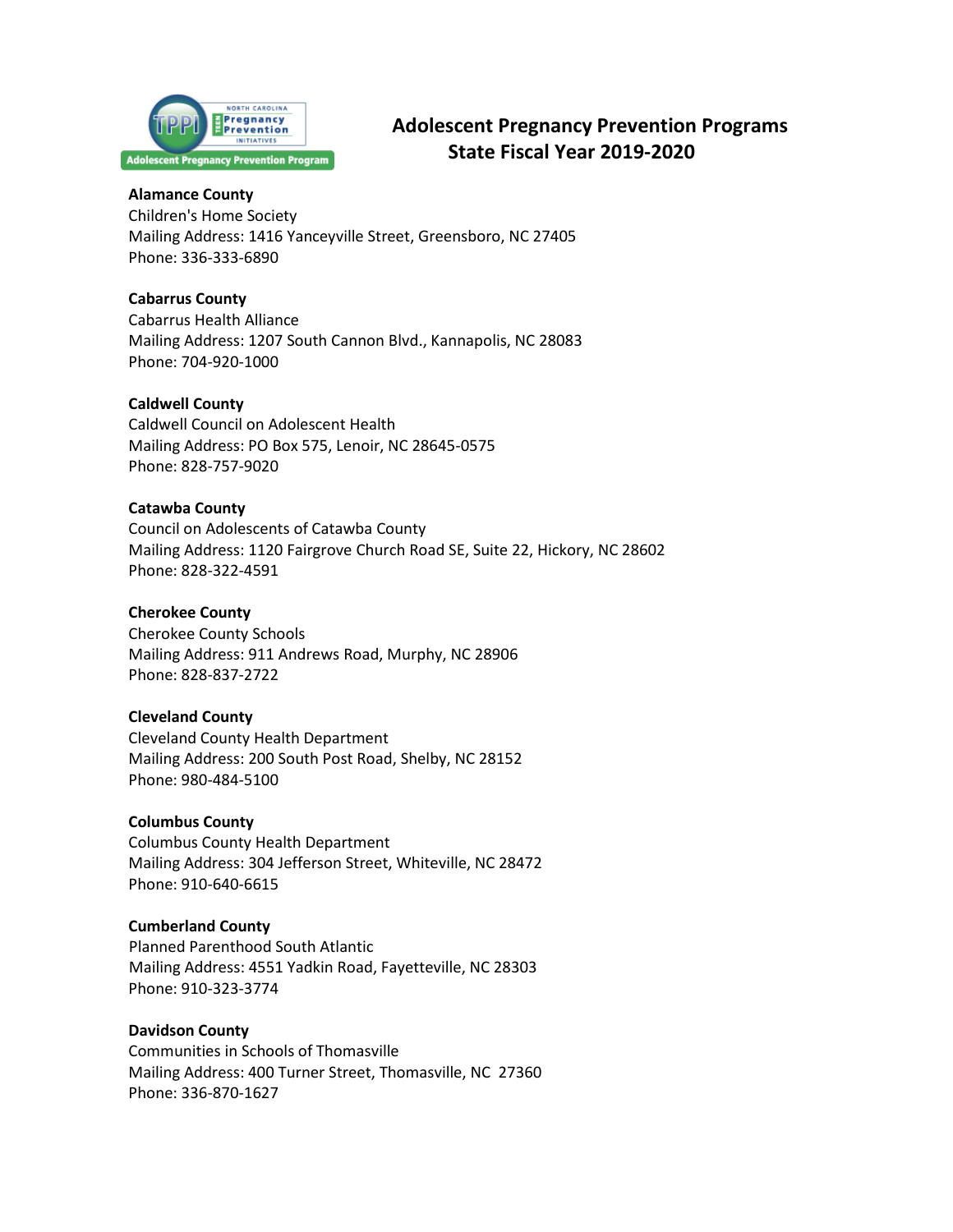# Adolescent Pregnancy Prevention Programs State Fiscal Year 2019-2020

**Alamance County**
Children's Home Society
Mailing Address: 1416 Yanceyville Street, Greensboro, NC 27405
Phone: 336-333-6890

**Cabarrus County**
Cabarrus Health Alliance
Mailing Address: 1207 South Cannon Blvd., Kannapolis, NC 28083
Phone: 704-920-1000

**Caldwell County**
Caldwell Council on Adolescent Health
Mailing Address: PO Box 575, Lenoir, NC 28645-0575
Phone: 828-757-9020

**Catawba County**
Council on Adolescents of Catawba County
Mailing Address: 1120 Fairgrove Church Road SE, Suite 22, Hickory, NC 28602
Phone: 828-322-4591

**Cherokee County**
Cherokee County Schools
Mailing Address: 911 Andrews Road, Murphy, NC 28906
Phone: 828-837-2722

**Cleveland County**
Cleveland County Health Department
Mailing Address: 200 South Post Road, Shelby, NC 28152
Phone: 980-484-5100

**Columbus County**
Columbus County Health Department
Mailing Address: 304 Jefferson Street, Whiteville, NC 28472
Phone: 910-640-6615

**Cumberland County**
Planned Parenthood South Atlantic
Mailing Address: 4551 Yadkin Road, Fayetteville, NC 28303
Phone: 910-323-3774

**Davidson County**
Communities in Schools of Thomasville
Mailing Address: 400 Turner Street, Thomasville, NC 27360
Phone: 336-870-1627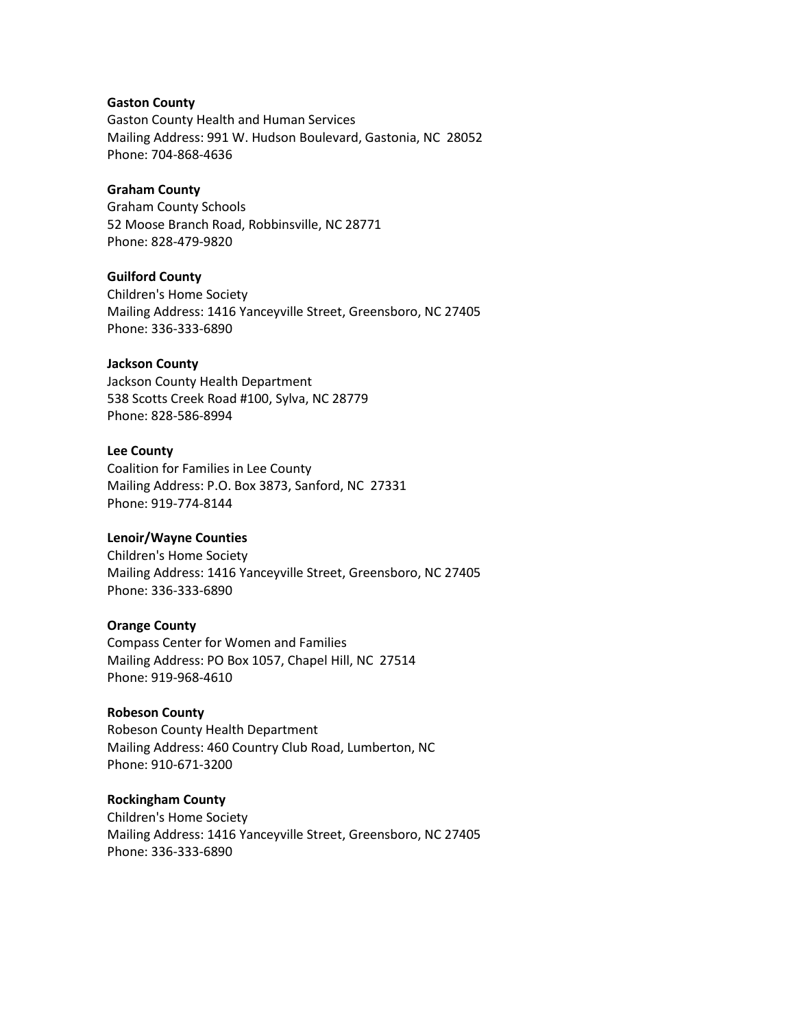**Gaston County**
Gaston County Health and Human Services
Mailing Address: 991 W. Hudson Boulevard, Gastonia, NC 28052
Phone: 704-868-4636

**Graham County**
Graham County Schools
52 Moose Branch Road, Robbinsville, NC 28771
Phone: 828-479-9820

**Guilford County**
Children's Home Society
Mailing Address: 1416 Yanceyville Street, Greensboro, NC 27405
Phone: 336-333-6890

**Jackson County**
Jackson County Health Department
538 Scotts Creek Road #100, Sylva, NC 28779
Phone: 828-586-8994

**Lee County**
Coalition for Families in Lee County
Mailing Address: P.O. Box 3873, Sanford, NC 27331
Phone: 919-774-8144

**Lenoir/Wayne Counties**
Children's Home Society
Mailing Address: 1416 Yanceyville Street, Greensboro, NC 27405
Phone: 336-333-6890

**Orange County**
Compass Center for Women and Families
Mailing Address: PO Box 1057, Chapel Hill, NC 27514
Phone: 919-968-4610

**Robeson County**
Robeson County Health Department
Mailing Address: 460 Country Club Road, Lumberton, NC
Phone: 910-671-3200

**Rockingham County**
Children's Home Society
Mailing Address: 1416 Yanceyville Street, Greensboro, NC 27405
Phone: 336-333-6890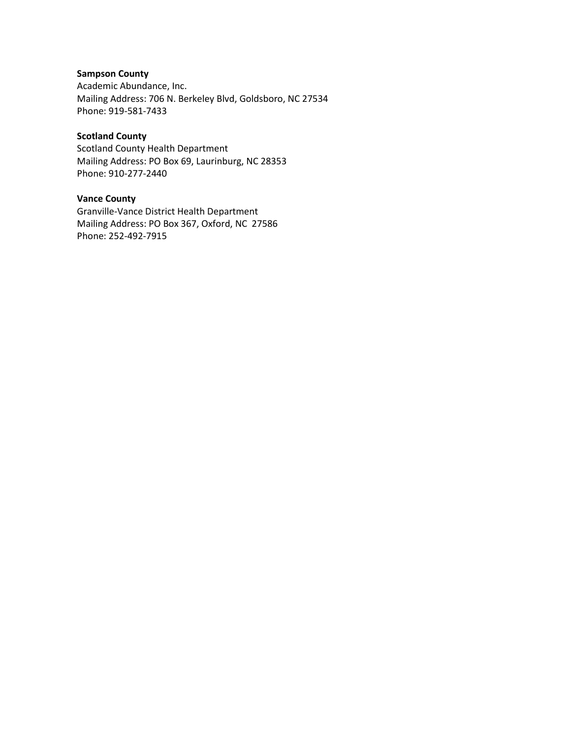**Sampson County**
Academic Abundance, Inc.
Mailing Address: 706 N. Berkeley Blvd, Goldsboro, NC 27534
Phone: 919-581-7433

**Scotland County**
Scotland County Health Department
Mailing Address: PO Box 69, Laurinburg, NC 28353
Phone: 910-277-2440

**Vance County**
Granville-Vance District Health Department
Mailing Address: PO Box 367, Oxford, NC 27586
Phone: 252-492-7915